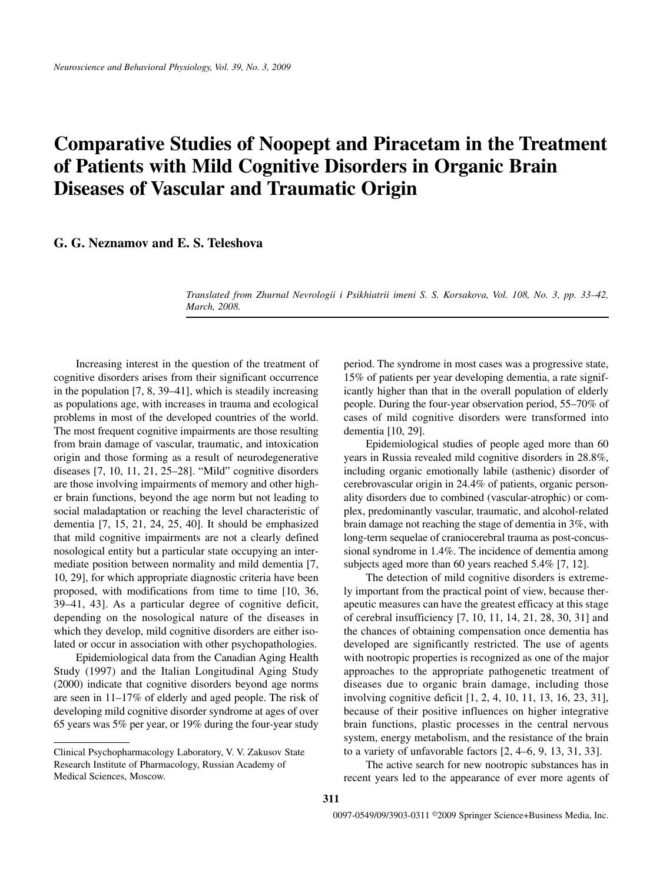# Comparative Studies of Noopept and Piracetam in the Treatment of Patients with Mild Cognitive Disorders in Organic Brain Diseases of Vascular and Traumatic Origin

**G. G. Neznamov and E. S. Teleshova**

*Translated from Zhurnal Nevrologii i Psikhiatrii imeni S. S. Korsakova, Vol. 108, No. 3, pp. 33–42, March, 2008.*

---

Increasing interest in the question of the treatment of cognitive disorders arises from their significant occurrence in the population [7, 8, 39–41], which is steadily increasing as populations age, with increases in trauma and ecological problems in most of the developed countries of the world. The most frequent cognitive impairments are those resulting from brain damage of vascular, traumatic, and intoxication origin and those forming as a result of neurodegenerative diseases [7, 10, 11, 21, 25–28]. "Mild" cognitive disorders are those involving impairments of memory and other higher brain functions, beyond the age norm but not leading to social maladaptation or reaching the level characteristic of dementia [7, 15, 21, 24, 25, 40]. It should be emphasized that mild cognitive impairments are not a clearly defined nosological entity but a particular state occupying an intermediate position between normality and mild dementia [7, 10, 29], for which appropriate diagnostic criteria have been proposed, with modifications from time to time [10, 36, 39–41, 43]. As a particular degree of cognitive deficit, depending on the nosological nature of the diseases in which they develop, mild cognitive disorders are either isolated or occur in association with other psychopathologies.

Epidemiological data from the Canadian Aging Health Study (1997) and the Italian Longitudinal Aging Study (2000) indicate that cognitive disorders beyond age norms are seen in 11–17% of elderly and aged people. The risk of developing mild cognitive disorder syndrome at ages of over 65 years was 5% per year, or 19% during the four-year study period. The syndrome in most cases was a progressive state, 15% of patients per year developing dementia, a rate significantly higher than that in the overall population of elderly people. During the four-year observation period, 55–70% of cases of mild cognitive disorders were transformed into dementia [10, 29].

Epidemiological studies of people aged more than 60 years in Russia revealed mild cognitive disorders in 28.8%, including organic emotionally labile (asthenic) disorder of cerebrovascular origin in 24.4% of patients, organic personality disorders due to combined (vascular-atrophic) or complex, predominantly vascular, traumatic, and alcohol-related brain damage not reaching the stage of dementia in 3%, with long-term sequelae of craniocerebral trauma as post-concussional syndrome in 1.4%. The incidence of dementia among subjects aged more than 60 years reached 5.4% [7, 12].

The detection of mild cognitive disorders is extremely important from the practical point of view, because therapeutic measures can have the greatest efficacy at this stage of cerebral insufficiency [7, 10, 11, 14, 21, 28, 30, 31] and the chances of obtaining compensation once dementia has developed are significantly restricted. The use of agents with nootropic properties is recognized as one of the major approaches to the appropriate pathogenetic treatment of diseases due to organic brain damage, including those involving cognitive deficit [1, 2, 4, 10, 11, 13, 16, 23, 31], because of their positive influences on higher integrative brain functions, plastic processes in the central nervous system, energy metabolism, and the resistance of the brain to a variety of unfavorable factors [2, 4–6, 9, 13, 31, 33].

The active search for new nootropic substances has in recent years led to the appearance of ever more agents of

---

Clinical Psychopharmacology Laboratory, V. V. Zakusov State Research Institute of Pharmacology, Russian Academy of Medical Sciences, Moscow.

0097-0549/09/3903-0311 ©2009 Springer Science+Business Media, Inc.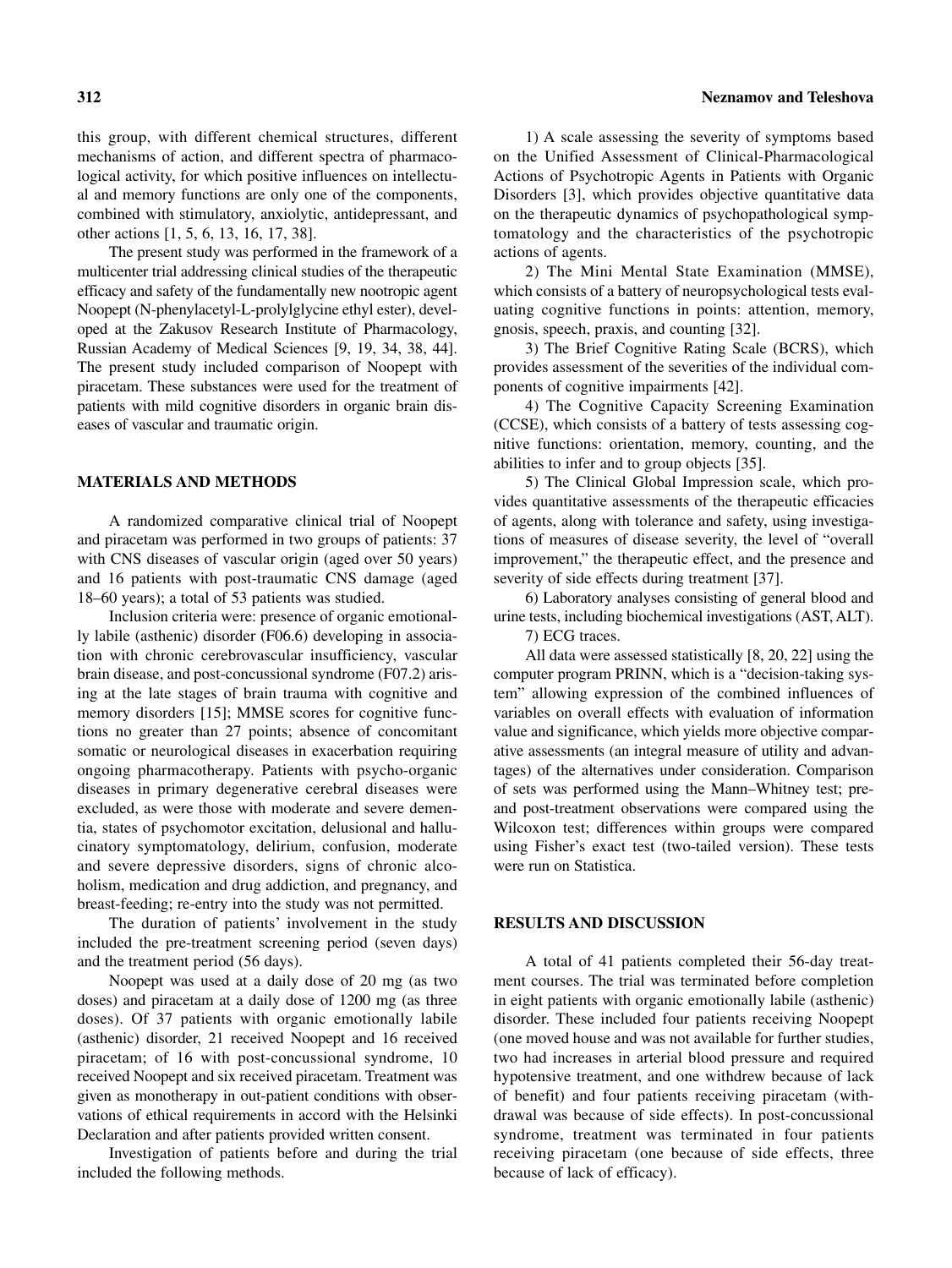this group, with different chemical structures, different mechanisms of action, and different spectra of pharmacological activity, for which positive influences on intellectual and memory functions are only one of the components, combined with stimulatory, anxiolytic, antidepressant, and other actions [1, 5, 6, 13, 16, 17, 38].

The present study was performed in the framework of a multicenter trial addressing clinical studies of the therapeutic efficacy and safety of the fundamentally new nootropic agent Noopept (N-phenylacetyl-L-prolylglycine ethyl ester), developed at the Zakusov Research Institute of Pharmacology, Russian Academy of Medical Sciences [9, 19, 34, 38, 44]. The present study included comparison of Noopept with piracetam. These substances were used for the treatment of patients with mild cognitive disorders in organic brain diseases of vascular and traumatic origin.

## MATERIALS AND METHODS

A randomized comparative clinical trial of Noopept and piracetam was performed in two groups of patients: 37 with CNS diseases of vascular origin (aged over 50 years) and 16 patients with post-traumatic CNS damage (aged 18–60 years); a total of 53 patients was studied.

Inclusion criteria were: presence of organic emotionally labile (asthenic) disorder (F06.6) developing in association with chronic cerebrovascular insufficiency, vascular brain disease, and post-concussional syndrome (F07.2) arising at the late stages of brain trauma with cognitive and memory disorders [15]; MMSE scores for cognitive functions no greater than 27 points; absence of concomitant somatic or neurological diseases in exacerbation requiring ongoing pharmacotherapy. Patients with psycho-organic diseases in primary degenerative cerebral diseases were excluded, as were those with moderate and severe dementia, states of psychomotor excitation, delusional and hallucinatory symptomatology, delirium, confusion, moderate and severe depressive disorders, signs of chronic alcoholism, medication and drug addiction, and pregnancy, and breast-feeding; re-entry into the study was not permitted.

The duration of patients' involvement in the study included the pre-treatment screening period (seven days) and the treatment period (56 days).

Noopept was used at a daily dose of 20 mg (as two doses) and piracetam at a daily dose of 1200 mg (as three doses). Of 37 patients with organic emotionally labile (asthenic) disorder, 21 received Noopept and 16 received piracetam; of 16 with post-concussional syndrome, 10 received Noopept and six received piracetam. Treatment was given as monotherapy in out-patient conditions with observations of ethical requirements in accord with the Helsinki Declaration and after patients provided written consent.

Investigation of patients before and during the trial included the following methods.

1) A scale assessing the severity of symptoms based on the Unified Assessment of Clinical-Pharmacological Actions of Psychotropic Agents in Patients with Organic Disorders [3], which provides objective quantitative data on the therapeutic dynamics of psychopathological symptomatology and the characteristics of the psychotropic actions of agents.

2) The Mini Mental State Examination (MMSE), which consists of a battery of neuropsychological tests evaluating cognitive functions in points: attention, memory, gnosis, speech, praxis, and counting [32].

3) The Brief Cognitive Rating Scale (BCRS), which provides assessment of the severities of the individual components of cognitive impairments [42].

4) The Cognitive Capacity Screening Examination (CCSE), which consists of a battery of tests assessing cognitive functions: orientation, memory, counting, and the abilities to infer and to group objects [35].

5) The Clinical Global Impression scale, which provides quantitative assessments of the therapeutic efficacies of agents, along with tolerance and safety, using investigations of measures of disease severity, the level of "overall improvement," the therapeutic effect, and the presence and severity of side effects during treatment [37].

6) Laboratory analyses consisting of general blood and urine tests, including biochemical investigations (AST, ALT).

7) ECG traces.

All data were assessed statistically [8, 20, 22] using the computer program PRINN, which is a "decision-taking system" allowing expression of the combined influences of variables on overall effects with evaluation of information value and significance, which yields more objective comparative assessments (an integral measure of utility and advantages) of the alternatives under consideration. Comparison of sets was performed using the Mann–Whitney test; pre- and post-treatment observations were compared using the Wilcoxon test; differences within groups were compared using Fisher's exact test (two-tailed version). These tests were run on Statistica.

## RESULTS AND DISCUSSION

A total of 41 patients completed their 56-day treatment courses. The trial was terminated before completion in eight patients with organic emotionally labile (asthenic) disorder. These included four patients receiving Noopept (one moved house and was not available for further studies, two had increases in arterial blood pressure and required hypotensive treatment, and one withdrew because of lack of benefit) and four patients receiving piracetam (withdrawal was because of side effects). In post-concussional syndrome, treatment was terminated in four patients receiving piracetam (one because of side effects, three because of lack of efficacy).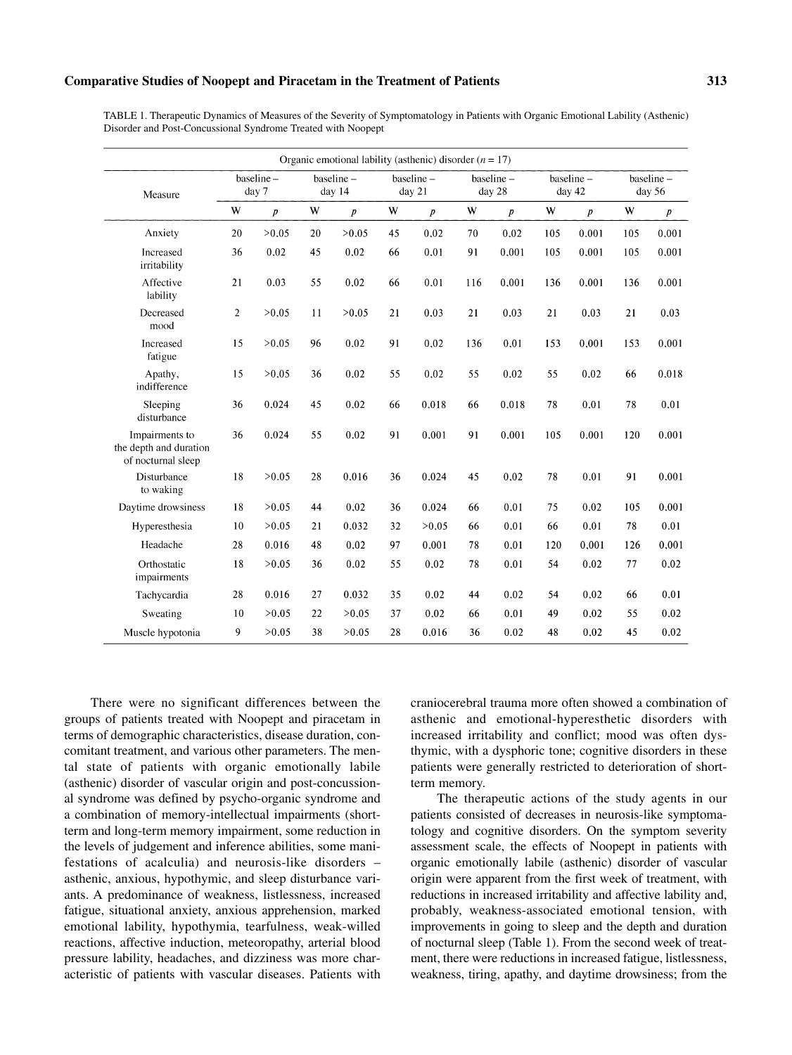TABLE 1. Therapeutic Dynamics of Measures of the Severity of Symptomatology in Patients with Organic Emotional Lability (Asthenic) Disorder and Post-Concussional Syndrome Treated with Noopept

| Organic emotional lability (asthenic) disorder ($n$ = 17) | | | | | | | | | | | | |
|---|---|---|---|---|---|---|---|---|---|---|---|---|
| Measure | baseline – day 7 | | baseline – day 14 | | baseline – day 21 | | baseline – day 28 | | baseline – day 42 | | baseline – day 56 | |
| | W | $p$ | W | $p$ | W | $p$ | W | $p$ | W | $p$ | W | $p$ |
| Anxiety | 20 | >0.05 | 20 | >0.05 | 45 | 0.02 | 70 | 0.02 | 105 | 0.001 | 105 | 0.001 |
| Increased irritability | 36 | 0.02 | 45 | 0.02 | 66 | 0.01 | 91 | 0.001 | 105 | 0.001 | 105 | 0.001 |
| Affective lability | 21 | 0.03 | 55 | 0.02 | 66 | 0.01 | 116 | 0.001 | 136 | 0.001 | 136 | 0.001 |
| Decreased mood | 2 | >0.05 | 11 | >0.05 | 21 | 0.03 | 21 | 0.03 | 21 | 0.03 | 21 | 0.03 |
| Increased fatigue | 15 | >0.05 | 96 | 0.02 | 91 | 0.02 | 136 | 0.01 | 153 | 0.001 | 153 | 0.001 |
| Apathy, indifference | 15 | >0.05 | 36 | 0.02 | 55 | 0.02 | 55 | 0.02 | 55 | 0.02 | 66 | 0.018 |
| Sleeping disturbance | 36 | 0.024 | 45 | 0.02 | 66 | 0.018 | 66 | 0.018 | 78 | 0.01 | 78 | 0.01 |
| Impairments to the depth and duration of nocturnal sleep | 36 | 0.024 | 55 | 0.02 | 91 | 0.001 | 91 | 0.001 | 105 | 0.001 | 120 | 0.001 |
| Disturbance to waking | 18 | >0.05 | 28 | 0.016 | 36 | 0.024 | 45 | 0.02 | 78 | 0.01 | 91 | 0.001 |
| Daytime drowsiness | 18 | >0.05 | 44 | 0.02 | 36 | 0.024 | 66 | 0.01 | 75 | 0.02 | 105 | 0.001 |
| Hyperesthesia | 10 | >0.05 | 21 | 0.032 | 32 | >0.05 | 66 | 0.01 | 66 | 0.01 | 78 | 0.01 |
| Headache | 28 | 0.016 | 48 | 0.02 | 97 | 0.001 | 78 | 0.01 | 120 | 0.001 | 126 | 0.001 |
| Orthostatic impairments | 18 | >0.05 | 36 | 0.02 | 55 | 0.02 | 78 | 0.01 | 54 | 0.02 | 77 | 0.02 |
| Tachycardia | 28 | 0.016 | 27 | 0.032 | 35 | 0.02 | 44 | 0.02 | 54 | 0.02 | 66 | 0.01 |
| Sweating | 10 | >0.05 | 22 | >0.05 | 37 | 0.02 | 66 | 0.01 | 49 | 0.02 | 55 | 0.02 |
| Muscle hypotonia | 9 | >0.05 | 38 | >0.05 | 28 | 0.016 | 36 | 0.02 | 48 | 0.02 | 45 | 0.02 |

There were no significant differences between the groups of patients treated with Noopept and piracetam in terms of demographic characteristics, disease duration, concomitant treatment, and various other parameters. The mental state of patients with organic emotionally labile (asthenic) disorder of vascular origin and post-concussional syndrome was defined by psycho-organic syndrome and a combination of memory-intellectual impairments (short-term and long-term memory impairment, some reduction in the levels of judgement and inference abilities, some manifestations of acalculia) and neurosis-like disorders – asthenic, anxious, hypothymic, and sleep disturbance variants. A predominance of weakness, listlessness, increased fatigue, situational anxiety, anxious apprehension, marked emotional lability, hypothymia, tearfulness, weak-willed reactions, affective induction, meteoropathy, arterial blood pressure lability, headaches, and dizziness was more characteristic of patients with vascular diseases. Patients with craniocerebral trauma more often showed a combination of asthenic and emotional-hyperesthetic disorders with increased irritability and conflict; mood was often dysthymic, with a dysphoric tone; cognitive disorders in these patients were generally restricted to deterioration of short-term memory.

The therapeutic actions of the study agents in our patients consisted of decreases in neurosis-like symptomatology and cognitive disorders. On the symptom severity assessment scale, the effects of Noopept in patients with organic emotionally labile (asthenic) disorder of vascular origin were apparent from the first week of treatment, with reductions in increased irritability and affective lability and, probably, weakness-associated emotional tension, with improvements in going to sleep and the depth and duration of nocturnal sleep (Table 1). From the second week of treatment, there were reductions in increased fatigue, listlessness, weakness, tiring, apathy, and daytime drowsiness; from the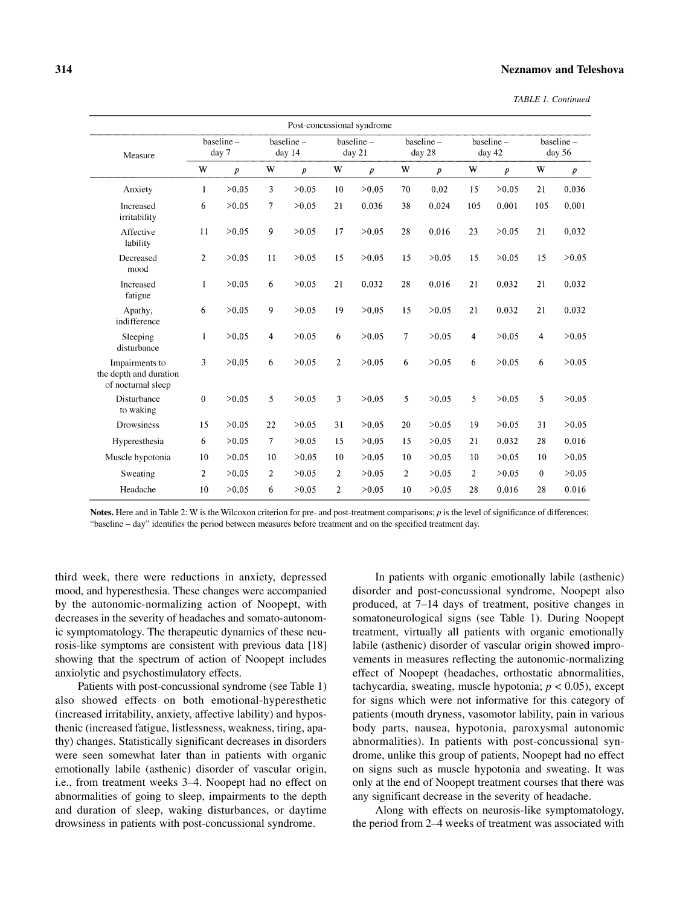*TABLE 1. Continued*

| Post-concussional syndrome | | | | | | | | | | | | |
|---|---|---|---|---|---|---|---|---|---|---|---|---|
| Measure | baseline – day 7 | | baseline – day 14 | | baseline – day 21 | | baseline – day 28 | | baseline – day 42 | | baseline – day 56 | |
| | W | $p$ | W | $p$ | W | $p$ | W | $p$ | W | $p$ | W | $p$ |
| Anxiety | 1 | >0.05 | 3 | >0.05 | 10 | >0.05 | 70 | 0.02 | 15 | >0.05 | 21 | 0.036 |
| Increased irritability | 6 | >0.05 | 7 | >0.05 | 21 | 0.036 | 38 | 0.024 | 105 | 0.001 | 105 | 0.001 |
| Affective lability | 11 | >0.05 | 9 | >0.05 | 17 | >0.05 | 28 | 0.016 | 23 | >0.05 | 21 | 0.032 |
| Decreased mood | 2 | >0.05 | 11 | >0.05 | 15 | >0.05 | 15 | >0.05 | 15 | >0.05 | 15 | >0.05 |
| Increased fatigue | 1 | >0.05 | 6 | >0.05 | 21 | 0.032 | 28 | 0.016 | 21 | 0.032 | 21 | 0.032 |
| Apathy, indifference | 6 | >0.05 | 9 | >0.05 | 19 | >0.05 | 15 | >0.05 | 21 | 0.032 | 21 | 0.032 |
| Sleeping disturbance | 1 | >0.05 | 4 | >0.05 | 6 | >0.05 | 7 | >0.05 | 4 | >0.05 | 4 | >0.05 |
| Impairments to the depth and duration of nocturnal sleep | 3 | >0.05 | 6 | >0.05 | 2 | >0.05 | 6 | >0.05 | 6 | >0.05 | 6 | >0.05 |
| Disturbance to waking | 0 | >0.05 | 5 | >0.05 | 3 | >0.05 | 5 | >0.05 | 5 | >0.05 | 5 | >0.05 |
| Drowsiness | 15 | >0.05 | 22 | >0.05 | 31 | >0.05 | 20 | >0.05 | 19 | >0.05 | 31 | >0.05 |
| Hyperesthesia | 6 | >0.05 | 7 | >0.05 | 15 | >0.05 | 15 | >0.05 | 21 | 0.032 | 28 | 0.016 |
| Muscle hypotonia | 10 | >0.05 | 10 | >0.05 | 10 | >0.05 | 10 | >0.05 | 10 | >0.05 | 10 | >0.05 |
| Sweating | 2 | >0.05 | 2 | >0.05 | 2 | >0.05 | 2 | >0.05 | 2 | >0.05 | 0 | >0.05 |
| Headache | 10 | >0.05 | 6 | >0.05 | 2 | >0.05 | 10 | >0.05 | 28 | 0.016 | 28 | 0.016 |

**Notes.** Here and in Table 2: W is the Wilcoxon criterion for pre- and post-treatment comparisons; $p$ is the level of significance of differences; "baseline – day" identifies the period between measures before treatment and on the specified treatment day.

third week, there were reductions in anxiety, depressed mood, and hyperesthesia. These changes were accompanied by the autonomic-normalizing action of Noopept, with decreases in the severity of headaches and somato-autonomic symptomatology. The therapeutic dynamics of these neurosis-like symptoms are consistent with previous data [18] showing that the spectrum of action of Noopept includes anxiolytic and psychostimulatory effects.

Patients with post-concussional syndrome (see Table 1) also showed effects on both emotional-hyperesthetic (increased irritability, anxiety, affective lability) and hyposthenic (increased fatigue, listlessness, weakness, tiring, apathy) changes. Statistically significant decreases in disorders were seen somewhat later than in patients with organic emotionally labile (asthenic) disorder of vascular origin, i.e., from treatment weeks 3–4. Noopept had no effect on abnormalities of going to sleep, impairments to the depth and duration of sleep, waking disturbances, or daytime drowsiness in patients with post-concussional syndrome.

In patients with organic emotionally labile (asthenic) disorder and post-concussional syndrome, Noopept also produced, at 7–14 days of treatment, positive changes in somatoneurological signs (see Table 1). During Noopept treatment, virtually all patients with organic emotionally labile (asthenic) disorder of vascular origin showed improvements in measures reflecting the autonomic-normalizing effect of Noopept (headaches, orthostatic abnormalities, tachycardia, sweating, muscle hypotonia; $p < 0.05$), except for signs which were not informative for this category of patients (mouth dryness, vasomotor lability, pain in various body parts, nausea, hypotonia, paroxysmal autonomic abnormalities). In patients with post-concussional syndrome, unlike this group of patients, Noopept had no effect on signs such as muscle hypotonia and sweating. It was only at the end of Noopept treatment courses that there was any significant decrease in the severity of headache.

Along with effects on neurosis-like symptomatology, the period from 2–4 weeks of treatment was associated with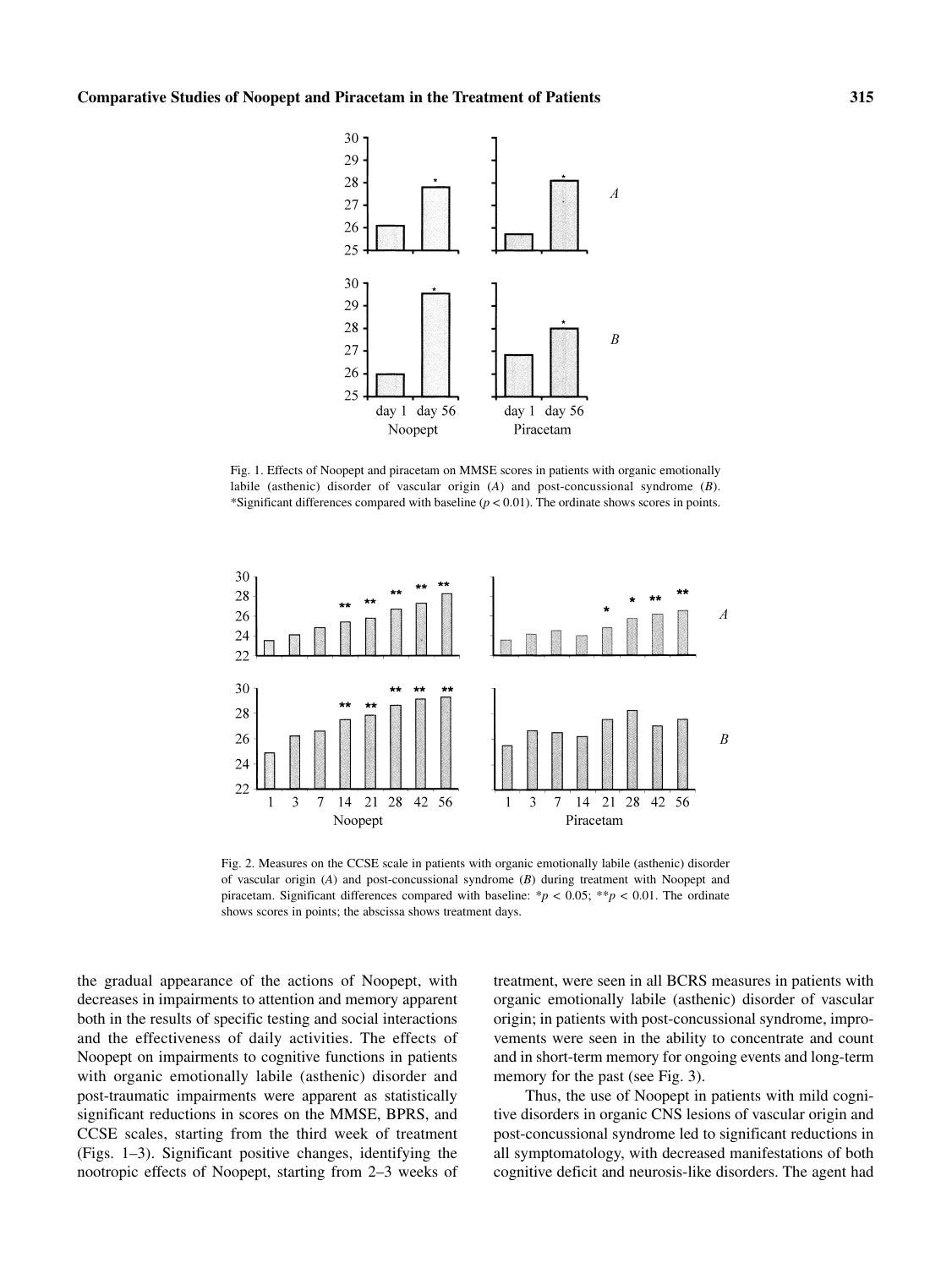Fig. 1. Effects of Noopept and piracetam on MMSE scores in patients with organic emotionally labile (asthenic) disorder of vascular origin (*A*) and post-concussional syndrome (*B*). *Significant differences compared with baseline ($p < 0.01$). The ordinate shows scores in points.

Fig. 2. Measures on the CCSE scale in patients with organic emotionally labile (asthenic) disorder of vascular origin (*A*) and post-concussional syndrome (*B*) during treatment with Noopept and piracetam. Significant differences compared with baseline: *$p < 0.05$; **$p < 0.01$. The ordinate shows scores in points; the abscissa shows treatment days.

the gradual appearance of the actions of Noopept, with decreases in impairments to attention and memory apparent both in the results of specific testing and social interactions and the effectiveness of daily activities. The effects of Noopept on impairments to cognitive functions in patients with organic emotionally labile (asthenic) disorder and post-traumatic impairments were apparent as statistically significant reductions in scores on the MMSE, BPRS, and CCSE scales, starting from the third week of treatment (Figs. 1–3). Significant positive changes, identifying the nootropic effects of Noopept, starting from 2–3 weeks of treatment, were seen in all BCRS measures in patients with organic emotionally labile (asthenic) disorder of vascular origin; in patients with post-concussional syndrome, improvements were seen in the ability to concentrate and count and in short-term memory for ongoing events and long-term memory for the past (see Fig. 3).

Thus, the use of Noopept in patients with mild cognitive disorders in organic CNS lesions of vascular origin and post-concussional syndrome led to significant reductions in all symptomatology, with decreased manifestations of both cognitive deficit and neurosis-like disorders. The agent had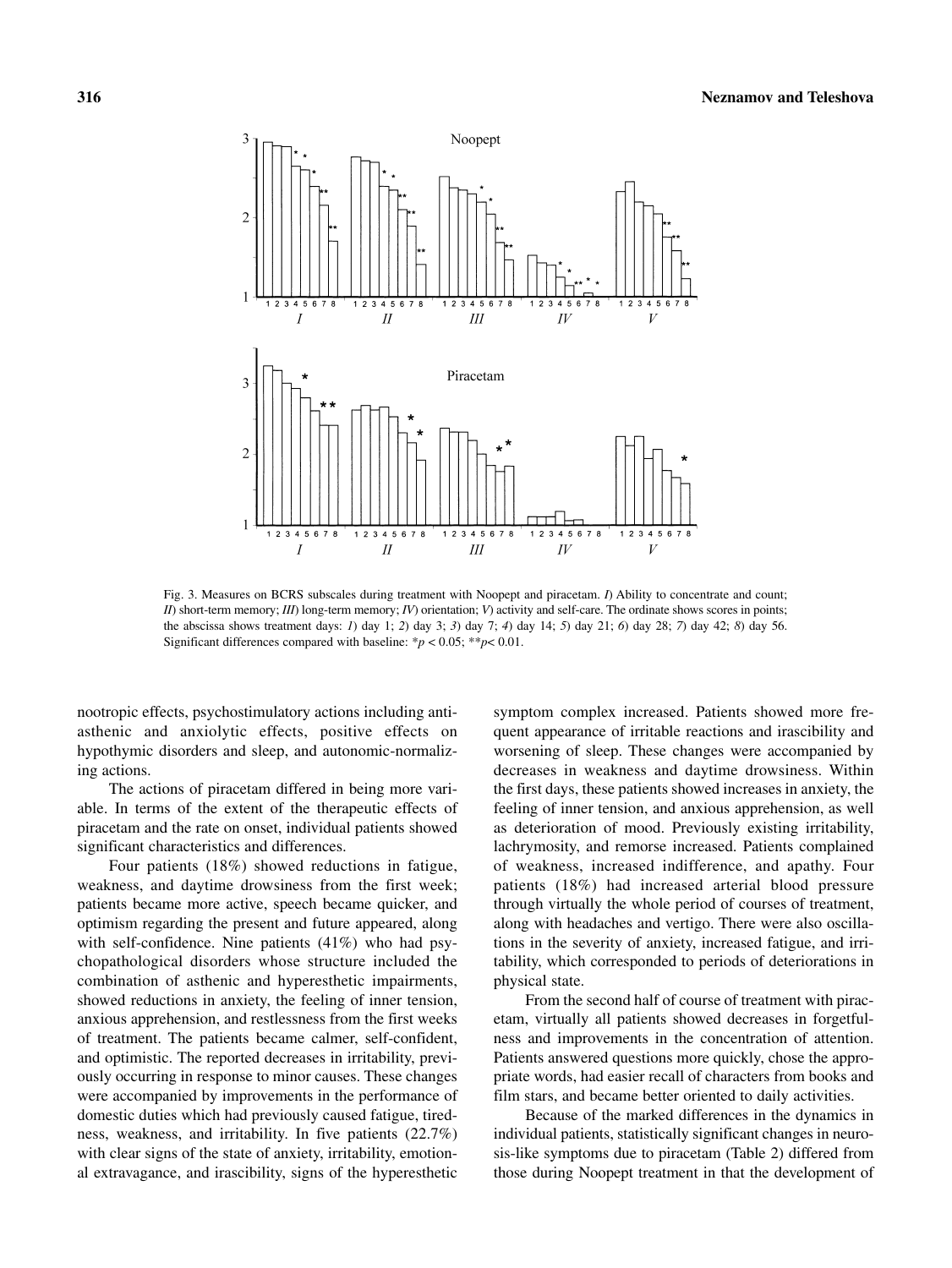Noopept

3
2
1

1 2 3 4 5 6 7 8 &nbsp; 1 2 3 4 5 6 7 8 &nbsp; 1 2 3 4 5 6 7 8 &nbsp; 1 2 3 4 5 6 7 8 &nbsp; 1 2 3 4 5 6 7 8

*I* &nbsp; *II* &nbsp; *III* &nbsp; *IV* &nbsp; *V*

Piracetam

3
2
1

1 2 3 4 5 6 7 8 &nbsp; 1 2 3 4 5 6 7 8 &nbsp; 1 2 3 4 5 6 7 8 &nbsp; 1 2 3 4 5 6 7 8 &nbsp; 1 2 3 4 5 6 7 8

*I* &nbsp; *II* &nbsp; *III* &nbsp; *IV* &nbsp; *V*

Fig. 3. Measures on BCRS subscales during treatment with Noopept and piracetam. *I*) Ability to concentrate and count; *II*) short-term memory; *III*) long-term memory; *IV*) orientation; *V*) activity and self-care. The ordinate shows scores in points; the abscissa shows treatment days: *1*) day 1; *2*) day 3; *3*) day 7; *4*) day 14; *5*) day 21; *6*) day 28; *7*) day 42; *8*) day 56. Significant differences compared with baseline: $^{*}p < 0.05$; $^{**}p < 0.01$.

nootropic effects, psychostimulatory actions including anti-asthenic and anxiolytic effects, positive effects on hypothymic disorders and sleep, and autonomic-normalizing actions.

The actions of piracetam differed in being more variable. In terms of the extent of the therapeutic effects of piracetam and the rate on onset, individual patients showed significant characteristics and differences.

Four patients (18%) showed reductions in fatigue, weakness, and daytime drowsiness from the first week; patients became more active, speech became quicker, and optimism regarding the present and future appeared, along with self-confidence. Nine patients (41%) who had psychopathological disorders whose structure included the combination of asthenic and hyperesthetic impairments, showed reductions in anxiety, the feeling of inner tension, anxious apprehension, and restlessness from the first weeks of treatment. The patients became calmer, self-confident, and optimistic. The reported decreases in irritability, previously occurring in response to minor causes. These changes were accompanied by improvements in the performance of domestic duties which had previously caused fatigue, tiredness, weakness, and irritability. In five patients (22.7%) with clear signs of the state of anxiety, irritability, emotional extravagance, and irascibility, signs of the hyperesthetic symptom complex increased. Patients showed more frequent appearance of irritable reactions and irascibility and worsening of sleep. These changes were accompanied by decreases in weakness and daytime drowsiness. Within the first days, these patients showed increases in anxiety, the feeling of inner tension, and anxious apprehension, as well as deterioration of mood. Previously existing irritability, lachrymosity, and remorse increased. Patients complained of weakness, increased indifference, and apathy. Four patients (18%) had increased arterial blood pressure through virtually the whole period of courses of treatment, along with headaches and vertigo. There were also oscillations in the severity of anxiety, increased fatigue, and irritability, which corresponded to periods of deteriorations in physical state.

From the second half of course of treatment with piracetam, virtually all patients showed decreases in forgetfulness and improvements in the concentration of attention. Patients answered questions more quickly, chose the appropriate words, had easier recall of characters from books and film stars, and became better oriented to daily activities.

Because of the marked differences in the dynamics in individual patients, statistically significant changes in neurosis-like symptoms due to piracetam (Table 2) differed from those during Noopept treatment in that the development of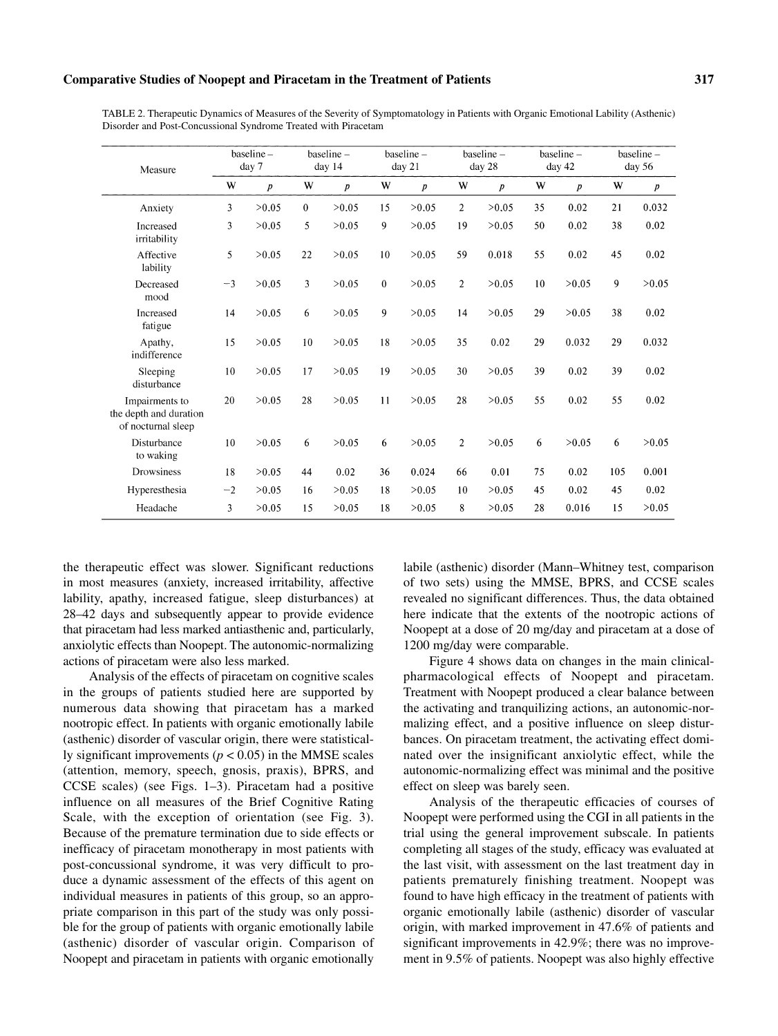TABLE 2. Therapeutic Dynamics of Measures of the Severity of Symptomatology in Patients with Organic Emotional Lability (Asthenic) Disorder and Post-Concussional Syndrome Treated with Piracetam

| Measure | baseline – day 7 | | baseline – day 14 | | baseline – day 21 | | baseline – day 28 | | baseline – day 42 | | baseline – day 56 | |
|---|---|---|---|---|---|---|---|---|---|---|---|---|
| | W | *p* | W | *p* | W | *p* | W | *p* | W | *p* | W | *p* |
| Anxiety | 3 | >0.05 | 0 | >0.05 | 15 | >0.05 | 2 | >0.05 | 35 | 0.02 | 21 | 0.032 |
| Increased irritability | 3 | >0.05 | 5 | >0.05 | 9 | >0.05 | 19 | >0.05 | 50 | 0.02 | 38 | 0.02 |
| Affective lability | 5 | >0.05 | 22 | >0.05 | 10 | >0.05 | 59 | 0.018 | 55 | 0.02 | 45 | 0.02 |
| Decreased mood | −3 | >0.05 | 3 | >0.05 | 0 | >0.05 | 2 | >0.05 | 10 | >0.05 | 9 | >0.05 |
| Increased fatigue | 14 | >0.05 | 6 | >0.05 | 9 | >0.05 | 14 | >0.05 | 29 | >0.05 | 38 | 0.02 |
| Apathy, indifference | 15 | >0.05 | 10 | >0.05 | 18 | >0.05 | 35 | 0.02 | 29 | 0.032 | 29 | 0.032 |
| Sleeping disturbance | 10 | >0.05 | 17 | >0.05 | 19 | >0.05 | 30 | >0.05 | 39 | 0.02 | 39 | 0.02 |
| Impairments to the depth and duration of nocturnal sleep | 20 | >0.05 | 28 | >0.05 | 11 | >0.05 | 28 | >0.05 | 55 | 0.02 | 55 | 0.02 |
| Disturbance to waking | 10 | >0.05 | 6 | >0.05 | 6 | >0.05 | 2 | >0.05 | 6 | >0.05 | 6 | >0.05 |
| Drowsiness | 18 | >0.05 | 44 | 0.02 | 36 | 0.024 | 66 | 0.01 | 75 | 0.02 | 105 | 0.001 |
| Hyperesthesia | −2 | >0.05 | 16 | >0.05 | 18 | >0.05 | 10 | >0.05 | 45 | 0.02 | 45 | 0.02 |
| Headache | 3 | >0.05 | 15 | >0.05 | 18 | >0.05 | 8 | >0.05 | 28 | 0.016 | 15 | >0.05 |

the therapeutic effect was slower. Significant reductions in most measures (anxiety, increased irritability, affective lability, apathy, increased fatigue, sleep disturbances) at 28–42 days and subsequently appear to provide evidence that piracetam had less marked antiasthenic and, particularly, anxiolytic effects than Noopept. The autonomic-normalizing actions of piracetam were also less marked.

Analysis of the effects of piracetam on cognitive scales in the groups of patients studied here are supported by numerous data showing that piracetam has a marked nootropic effect. In patients with organic emotionally labile (asthenic) disorder of vascular origin, there were statistically significant improvements ($p < 0.05$) in the MMSE scales (attention, memory, speech, gnosis, praxis), BPRS, and CCSE scales) (see Figs. 1–3). Piracetam had a positive influence on all measures of the Brief Cognitive Rating Scale, with the exception of orientation (see Fig. 3). Because of the premature termination due to side effects or inefficacy of piracetam monotherapy in most patients with post-concussional syndrome, it was very difficult to produce a dynamic assessment of the effects of this agent on individual measures in patients of this group, so an appropriate comparison in this part of the study was only possible for the group of patients with organic emotionally labile (asthenic) disorder of vascular origin. Comparison of Noopept and piracetam in patients with organic emotionally labile (asthenic) disorder (Mann–Whitney test, comparison of two sets) using the MMSE, BPRS, and CCSE scales revealed no significant differences. Thus, the data obtained here indicate that the extents of the nootropic actions of Noopept at a dose of 20 mg/day and piracetam at a dose of 1200 mg/day were comparable.

Figure 4 shows data on changes in the main clinical-pharmacological effects of Noopept and piracetam. Treatment with Noopept produced a clear balance between the activating and tranquilizing actions, an autonomic-normalizing effect, and a positive influence on sleep disturbances. On piracetam treatment, the activating effect dominated over the insignificant anxiolytic effect, while the autonomic-normalizing effect was minimal and the positive effect on sleep was barely seen.

Analysis of the therapeutic efficacies of courses of Noopept were performed using the CGI in all patients in the trial using the general improvement subscale. In patients completing all stages of the study, efficacy was evaluated at the last visit, with assessment on the last treatment day in patients prematurely finishing treatment. Noopept was found to have high efficacy in the treatment of patients with organic emotionally labile (asthenic) disorder of vascular origin, with marked improvement in 47.6% of patients and significant improvements in 42.9%; there was no improvement in 9.5% of patients. Noopept was also highly effective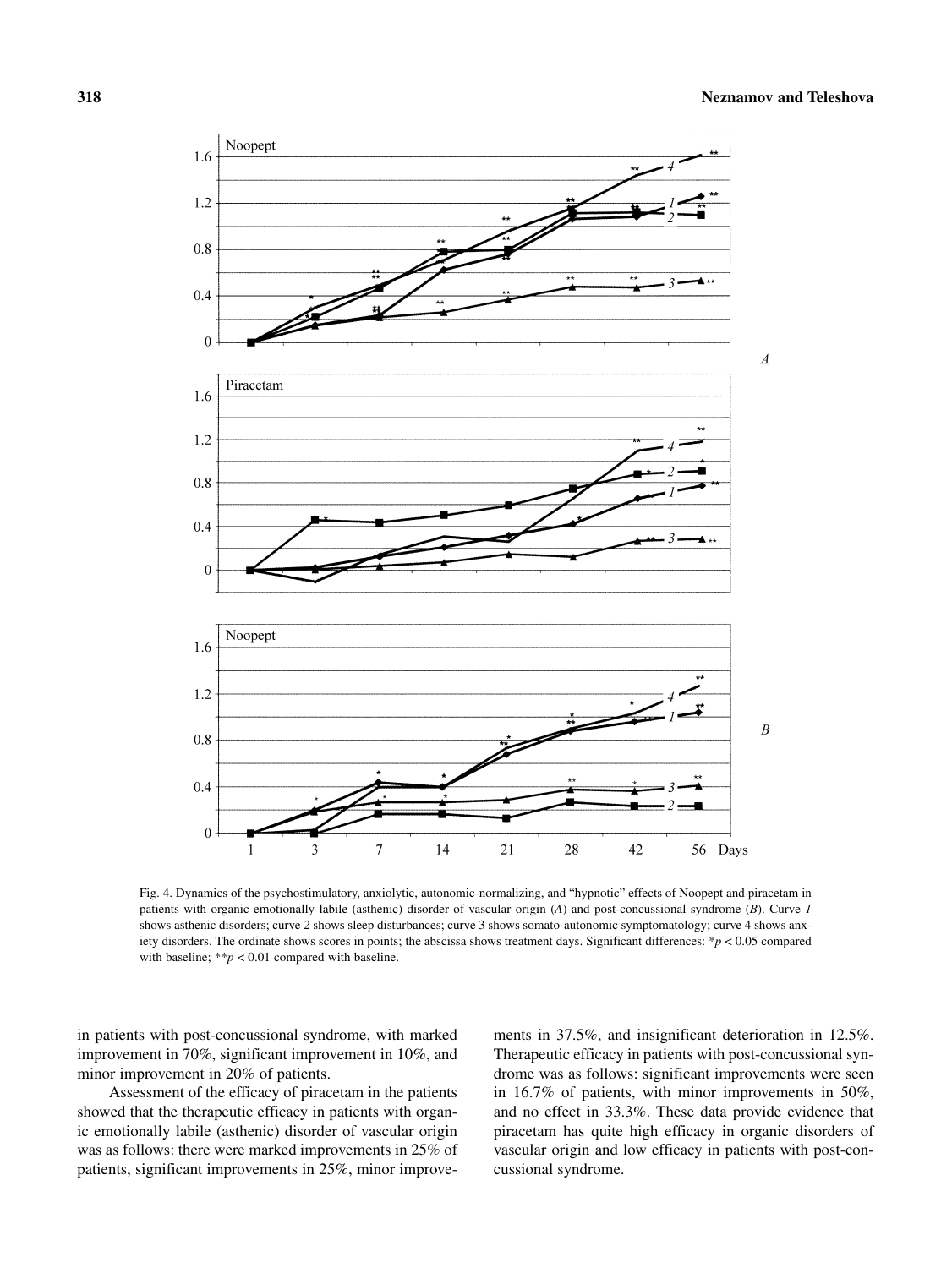Fig. 4. Dynamics of the psychostimulatory, anxiolytic, autonomic-normalizing, and "hypnotic" effects of Noopept and piracetam in patients with organic emotionally labile (asthenic) disorder of vascular origin (*A*) and post-concussional syndrome (*B*). Curve *1* shows asthenic disorders; curve *2* shows sleep disturbances; curve 3 shows somato-autonomic symptomatology; curve 4 shows anxiety disorders. The ordinate shows scores in points; the abscissa shows treatment days. Significant differences: *$p < 0.05$ compared with baseline; **$p < 0.01$ compared with baseline.

in patients with post-concussional syndrome, with marked improvement in 70%, significant improvement in 10%, and minor improvement in 20% of patients.

Assessment of the efficacy of piracetam in the patients showed that the therapeutic efficacy in patients with organic emotionally labile (asthenic) disorder of vascular origin was as follows: there were marked improvements in 25% of patients, significant improvements in 25%, minor improvements in 37.5%, and insignificant deterioration in 12.5%. Therapeutic efficacy in patients with post-concussional syndrome was as follows: significant improvements were seen in 16.7% of patients, with minor improvements in 50%, and no effect in 33.3%. These data provide evidence that piracetam has quite high efficacy in organic disorders of vascular origin and low efficacy in patients with post-concussional syndrome.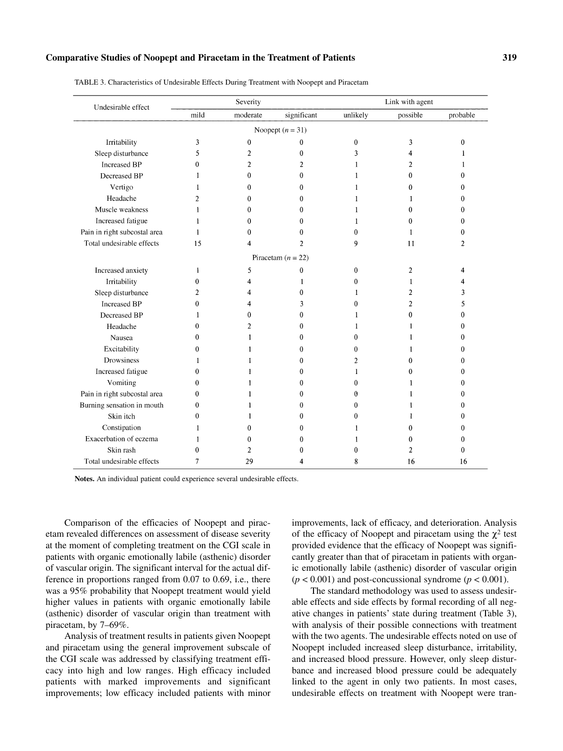TABLE 3. Characteristics of Undesirable Effects During Treatment with Noopept and Piracetam

| Undesirable effect | Severity | | | Link with agent | | |
|---|---|---|---|---|---|---|
| | mild | moderate | significant | unlikely | possible | probable |
| **Noopept ($n$ = 31)** | | | | | | |
| Irritability | 3 | 0 | 0 | 0 | 3 | 0 |
| Sleep disturbance | 5 | 2 | 0 | 3 | 4 | 1 |
| Increased BP | 0 | 2 | 2 | 1 | 2 | 1 |
| Decreased BP | 1 | 0 | 0 | 1 | 0 | 0 |
| Vertigo | 1 | 0 | 0 | 1 | 0 | 0 |
| Headache | 2 | 0 | 0 | 1 | 1 | 0 |
| Muscle weakness | 1 | 0 | 0 | 1 | 0 | 0 |
| Increased fatigue | 1 | 0 | 0 | 1 | 0 | 0 |
| Pain in right subcostal area | 1 | 0 | 0 | 0 | 1 | 0 |
| Total undesirable effects | 15 | 4 | 2 | 9 | 11 | 2 |
| **Piracetam ($n$ = 22)** | | | | | | |
| Increased anxiety | 1 | 5 | 0 | 0 | 2 | 4 |
| Irritability | 0 | 4 | 1 | 0 | 1 | 4 |
| Sleep disturbance | 2 | 4 | 0 | 1 | 2 | 3 |
| Increased BP | 0 | 4 | 3 | 0 | 2 | 5 |
| Decreased BP | 1 | 0 | 0 | 1 | 0 | 0 |
| Headache | 0 | 2 | 0 | 1 | 1 | 0 |
| Nausea | 0 | 1 | 0 | 0 | 1 | 0 |
| Excitability | 0 | 1 | 0 | 0 | 1 | 0 |
| Drowsiness | 1 | 1 | 0 | 2 | 0 | 0 |
| Increased fatigue | 0 | 1 | 0 | 1 | 0 | 0 |
| Vomiting | 0 | 1 | 0 | 0 | 1 | 0 |
| Pain in right subcostal area | 0 | 1 | 0 | 0 | 1 | 0 |
| Burning sensation in mouth | 0 | 1 | 0 | 0 | 1 | 0 |
| Skin itch | 0 | 1 | 0 | 0 | 1 | 0 |
| Constipation | 1 | 0 | 0 | 1 | 0 | 0 |
| Exacerbation of eczema | 1 | 0 | 0 | 1 | 0 | 0 |
| Skin rash | 0 | 2 | 0 | 0 | 2 | 0 |
| Total undesirable effects | 7 | 29 | 4 | 8 | 16 | 16 |

**Notes.** An individual patient could experience several undesirable effects.

Comparison of the efficacies of Noopept and piracetam revealed differences on assessment of disease severity at the moment of completing treatment on the CGI scale in patients with organic emotionally labile (asthenic) disorder of vascular origin. The significant interval for the actual difference in proportions ranged from 0.07 to 0.69, i.e., there was a 95% probability that Noopept treatment would yield higher values in patients with organic emotionally labile (asthenic) disorder of vascular origin than treatment with piracetam, by 7–69%.

Analysis of treatment results in patients given Noopept and piracetam using the general improvement subscale of the CGI scale was addressed by classifying treatment efficacy into high and low ranges. High efficacy included patients with marked improvements and significant improvements; low efficacy included patients with minor improvements, lack of efficacy, and deterioration. Analysis of the efficacy of Noopept and piracetam using the $\chi^2$ test provided evidence that the efficacy of Noopept was significantly greater than that of piracetam in patients with organic emotionally labile (asthenic) disorder of vascular origin ($p < 0.001$) and post-concussional syndrome ($p < 0.001$).

The standard methodology was used to assess undesirable effects and side effects by formal recording of all negative changes in patients' state during treatment (Table 3), with analysis of their possible connections with treatment with the two agents. The undesirable effects noted on use of Noopept included increased sleep disturbance, irritability, and increased blood pressure. However, only sleep disturbance and increased blood pressure could be adequately linked to the agent in only two patients. In most cases, undesirable effects on treatment with Noopept were tran-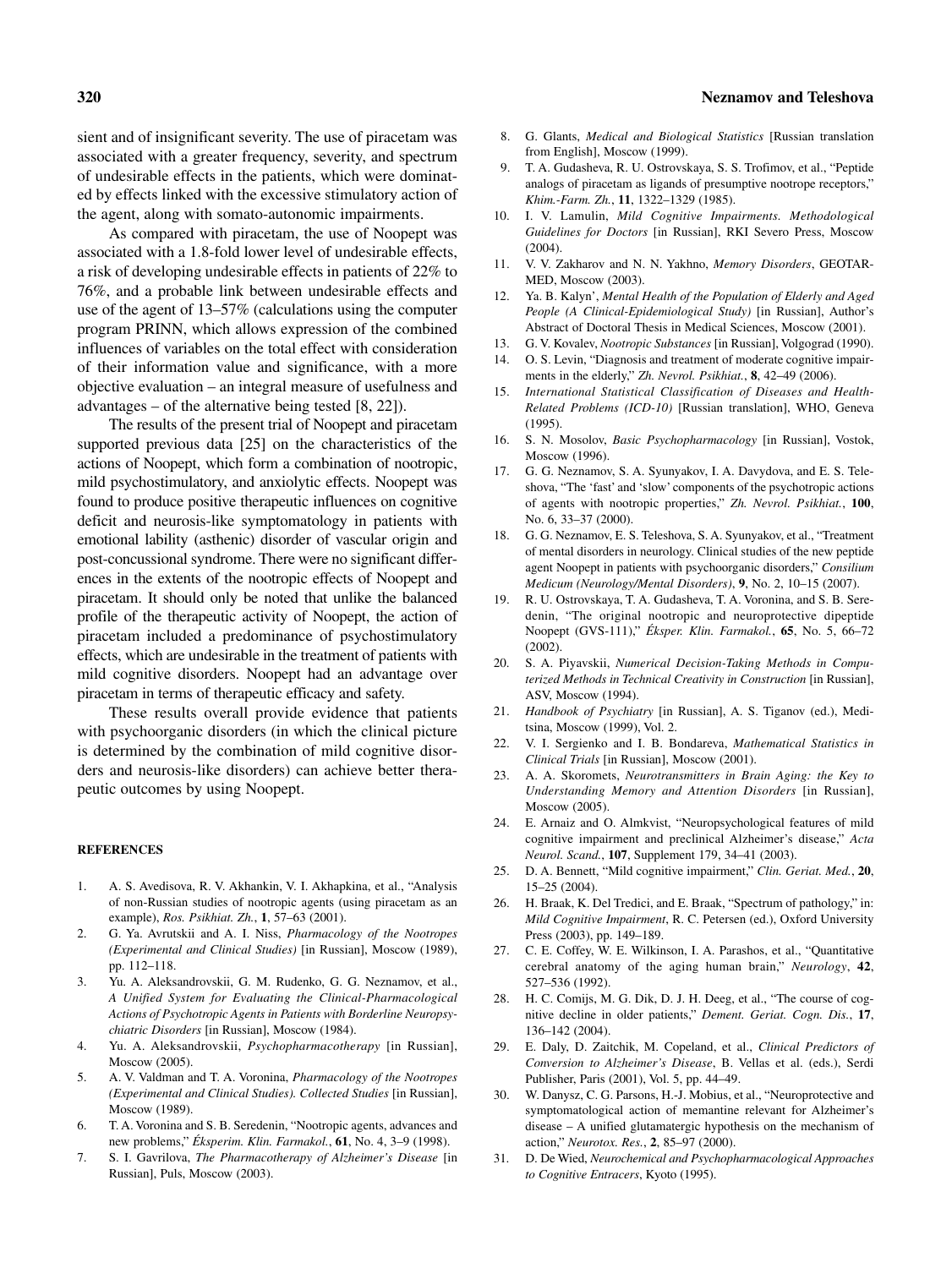sient and of insignificant severity. The use of piracetam was associated with a greater frequency, severity, and spectrum of undesirable effects in the patients, which were dominated by effects linked with the excessive stimulatory action of the agent, along with somato-autonomic impairments.

As compared with piracetam, the use of Noopept was associated with a 1.8-fold lower level of undesirable effects, a risk of developing undesirable effects in patients of 22% to 76%, and a probable link between undesirable effects and use of the agent of 13–57% (calculations using the computer program PRINN, which allows expression of the combined influences of variables on the total effect with consideration of their information value and significance, with a more objective evaluation – an integral measure of usefulness and advantages – of the alternative being tested [8, 22]).

The results of the present trial of Noopept and piracetam supported previous data [25] on the characteristics of the actions of Noopept, which form a combination of nootropic, mild psychostimulatory, and anxiolytic effects. Noopept was found to produce positive therapeutic influences on cognitive deficit and neurosis-like symptomatology in patients with emotional lability (asthenic) disorder of vascular origin and post-concussional syndrome. There were no significant differences in the extents of the nootropic effects of Noopept and piracetam. It should only be noted that unlike the balanced profile of the therapeutic activity of Noopept, the action of piracetam included a predominance of psychostimulatory effects, which are undesirable in the treatment of patients with mild cognitive disorders. Noopept had an advantage over piracetam in terms of therapeutic efficacy and safety.

These results overall provide evidence that patients with psychoorganic disorders (in which the clinical picture is determined by the combination of mild cognitive disorders and neurosis-like disorders) can achieve better therapeutic outcomes by using Noopept.

## REFERENCES

1. A. S. Avedisova, R. V. Akhankin, V. I. Akhapkina, et al., "Analysis of non-Russian studies of nootropic agents (using piracetam as an example), *Ros. Psikhiat. Zh.*, **1**, 57–63 (2001).
2. G. Ya. Avrutskii and A. I. Niss, *Pharmacology of the Nootropes (Experimental and Clinical Studies)* [in Russian], Moscow (1989), pp. 112–118.
3. Yu. A. Aleksandrovskii, G. M. Rudenko, G. G. Neznamov, et al., *A Unified System for Evaluating the Clinical-Pharmacological Actions of Psychotropic Agents in Patients with Borderline Neuropsychiatric Disorders* [in Russian], Moscow (1984).
4. Yu. A. Aleksandrovskii, *Psychopharmacotherapy* [in Russian], Moscow (2005).
5. A. V. Valdman and T. A. Voronina, *Pharmacology of the Nootropes (Experimental and Clinical Studies). Collected Studies* [in Russian], Moscow (1989).
6. T. A. Voronina and S. B. Seredenin, "Nootropic agents, advances and new problems," *Éksperim. Klin. Farmakol.*, **61**, No. 4, 3–9 (1998).
7. S. I. Gavrilova, *The Pharmacotherapy of Alzheimer's Disease* [in Russian], Puls, Moscow (2003).
8. G. Glants, *Medical and Biological Statistics* [Russian translation from English], Moscow (1999).
9. T. A. Gudasheva, R. U. Ostrovskaya, S. S. Trofimov, et al., "Peptide analogs of piracetam as ligands of presumptive nootrope receptors," *Khim.-Farm. Zh.*, **11**, 1322–1329 (1985).
10. I. V. Lamulin, *Mild Cognitive Impairments. Methodological Guidelines for Doctors* [in Russian], RKI Severo Press, Moscow (2004).
11. V. V. Zakharov and N. N. Yakhno, *Memory Disorders*, GEOTAR-MED, Moscow (2003).
12. Ya. B. Kalyn', *Mental Health of the Population of Elderly and Aged People (A Clinical-Epidemiological Study)* [in Russian], Author's Abstract of Doctoral Thesis in Medical Sciences, Moscow (2001).
13. G. V. Kovalev, *Nootropic Substances* [in Russian], Volgograd (1990).
14. O. S. Levin, "Diagnosis and treatment of moderate cognitive impairments in the elderly," *Zh. Nevrol. Psikhiat.*, **8**, 42–49 (2006).
15. *International Statistical Classification of Diseases and Health-Related Problems (ICD-10)* [Russian translation], WHO, Geneva (1995).
16. S. N. Mosolov, *Basic Psychopharmacology* [in Russian], Vostok, Moscow (1996).
17. G. G. Neznamov, S. A. Syunyakov, I. A. Davydova, and E. S. Teleshova, "The 'fast' and 'slow' components of the psychotropic actions of agents with nootropic properties," *Zh. Nevrol. Psikhiat.*, **100**, No. 6, 33–37 (2000).
18. G. G. Neznamov, E. S. Teleshova, S. A. Syunyakov, et al., "Treatment of mental disorders in neurology. Clinical studies of the new peptide agent Noopept in patients with psychoorganic disorders," *Consilium Medicum (Neurology/Mental Disorders)*, **9**, No. 2, 10–15 (2007).
19. R. U. Ostrovskaya, T. A. Gudasheva, T. A. Voronina, and S. B. Seredenin, "The original nootropic and neuroprotective dipeptide Noopept (GVS-111)," *Éksper. Klin. Farmakol.*, **65**, No. 5, 66–72 (2002).
20. S. A. Piyavskii, *Numerical Decision-Taking Methods in Computerized Methods in Technical Creativity in Construction* [in Russian], ASV, Moscow (1994).
21. *Handbook of Psychiatry* [in Russian], A. S. Tiganov (ed.), Meditsina, Moscow (1999), Vol. 2.
22. V. I. Sergienko and I. B. Bondareva, *Mathematical Statistics in Clinical Trials* [in Russian], Moscow (2001).
23. A. A. Skoromets, *Neurotransmitters in Brain Aging: the Key to Understanding Memory and Attention Disorders* [in Russian], Moscow (2005).
24. E. Arnaiz and O. Almkvist, "Neuropsychological features of mild cognitive impairment and preclinical Alzheimer's disease," *Acta Neurol. Scand.*, **107**, Supplement 179, 34–41 (2003).
25. D. A. Bennett, "Mild cognitive impairment," *Clin. Geriat. Med.*, **20**, 15–25 (2004).
26. H. Braak, K. Del Tredici, and E. Braak, "Spectrum of pathology," in: *Mild Cognitive Impairment*, R. C. Petersen (ed.), Oxford University Press (2003), pp. 149–189.
27. C. E. Coffey, W. E. Wilkinson, I. A. Parashos, et al., "Quantitative cerebral anatomy of the aging human brain," *Neurology*, **42**, 527–536 (1992).
28. H. C. Comijs, M. G. Dik, D. J. H. Deeg, et al., "The course of cognitive decline in older patients," *Dement. Geriat. Cogn. Dis.*, **17**, 136–142 (2004).
29. E. Daly, D. Zaitchik, M. Copeland, et al., *Clinical Predictors of Conversion to Alzheimer's Disease*, B. Vellas et al. (eds.), Serdi Publisher, Paris (2001), Vol. 5, pp. 44–49.
30. W. Danysz, C. G. Parsons, H.-J. Mobius, et al., "Neuroprotective and symptomatological action of memantine relevant for Alzheimer's disease – A unified glutamatergic hypothesis on the mechanism of action," *Neurotox. Res.*, **2**, 85–97 (2000).
31. D. De Wied, *Neurochemical and Psychopharmacological Approaches to Cognitive Entracers*, Kyoto (1995).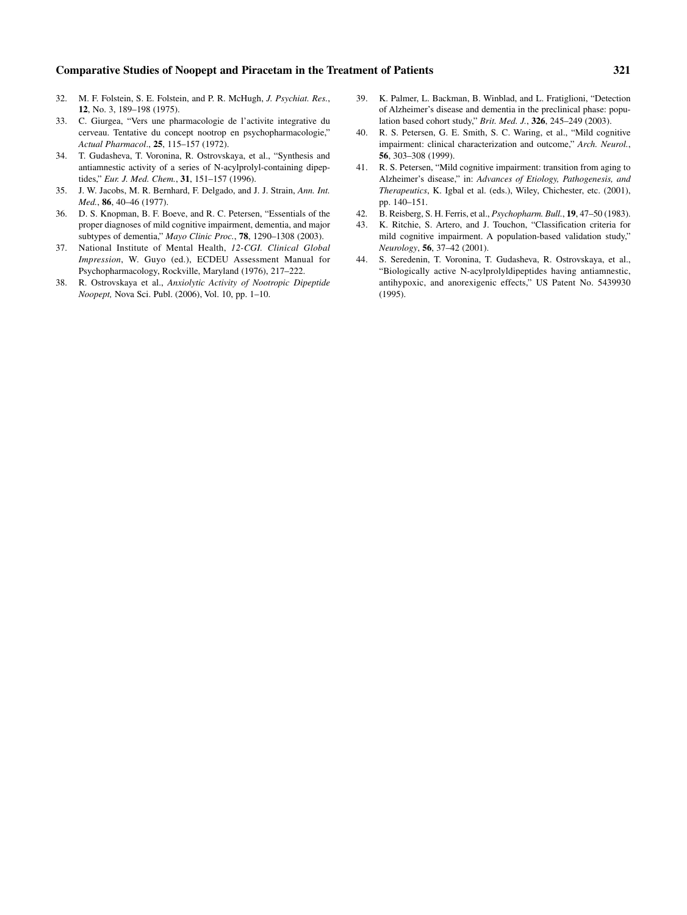32. M. F. Folstein, S. E. Folstein, and P. R. McHugh, *J. Psychiat. Res.*, **12**, No. 3, 189–198 (1975).
33. C. Giurgea, "Vers une pharmacologie de l'activite integrative du cerveau. Tentative du concept nootrop en psychopharmacologie," *Actual Pharmacol.*, **25**, 115–157 (1972).
34. T. Gudasheva, T. Voronina, R. Ostrovskaya, et al., "Synthesis and antiamnestic activity of a series of N-acylprolyl-containing dipeptides," *Eur. J. Med. Chem.*, **31**, 151–157 (1996).
35. J. W. Jacobs, M. R. Bernhard, F. Delgado, and J. J. Strain, *Ann. Int. Med.*, **86**, 40–46 (1977).
36. D. S. Knopman, B. F. Boeve, and R. C. Petersen, "Essentials of the proper diagnoses of mild cognitive impairment, dementia, and major subtypes of dementia," *Mayo Clinic Proc.*, **78**, 1290–1308 (2003).
37. National Institute of Mental Health, *12-CGI. Clinical Global Impression*, W. Guyo (ed.), ECDEU Assessment Manual for Psychopharmacology, Rockville, Maryland (1976), 217–222.
38. R. Ostrovskaya et al., *Anxiolytic Activity of Nootropic Dipeptide Noopept,* Nova Sci. Publ. (2006), Vol. 10, pp. 1–10.
39. K. Palmer, L. Backman, B. Winblad, and L. Fratiglioni, "Detection of Alzheimer's disease and dementia in the preclinical phase: population based cohort study," *Brit. Med. J.*, **326**, 245–249 (2003).
40. R. S. Petersen, G. E. Smith, S. C. Waring, et al., "Mild cognitive impairment: clinical characterization and outcome," *Arch. Neurol.*, **56**, 303–308 (1999).
41. R. S. Petersen, "Mild cognitive impairment: transition from aging to Alzheimer's disease," in: *Advances of Etiology, Pathogenesis, and Therapeutics*, K. Igbal et al. (eds.), Wiley, Chichester, etc. (2001), pp. 140–151.
42. B. Reisberg, S. H. Ferris, et al., *Psychopharm. Bull.*, **19**, 47–50 (1983).
43. K. Ritchie, S. Artero, and J. Touchon, "Classification criteria for mild cognitive impairment. A population-based validation study," *Neurology*, **56**, 37–42 (2001).
44. S. Seredenin, T. Voronina, T. Gudasheva, R. Ostrovskaya, et al., "Biologically active N-acylprolyldipeptides having antiamnestic, antihypoxic, and anorexigenic effects," US Patent No. 5439930 (1995).